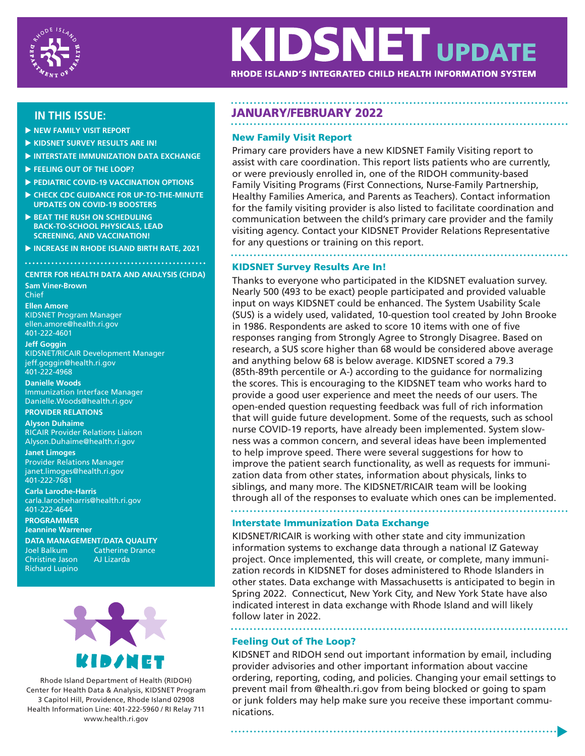# KIDSNET UPDATE

**RHODE ISLAND'S INTEGRATED CHILD HEALTH INFORMATION SYSTEM**

## JANUARY/FEBRUARY 2022

### New Family Visit Report

Primary care providers have a new KIDSNET Family Visiting report to assist with care coordination. This report lists patients who are currently, or were previously enrolled in, one of the RIDOH community-based Family Visiting Programs (First Connections, Nurse-Family Partnership, Healthy Families America, and Parents as Teachers). Contact information for the family visiting provider is also listed to facilitate coordination and communication between the child's primary care provider and the family visiting agency. Contact your KIDSNET Provider Relations Representative for any questions or training on this report.

### KIDSNET Survey Results Are In!

Thanks to everyone who participated in the KIDSNET evaluation survey. Nearly 500 (493 to be exact) people participated and provided valuable input on ways KIDSNET could be enhanced. The System Usability Scale (SUS) is a widely used, validated, 10-question tool created by John Brooke in 1986. Respondents are asked to score 10 items with one of five responses ranging from Strongly Agree to Strongly Disagree. Based on research, a SUS score higher than 68 would be considered above average and anything below 68 is below average. KIDSNET scored a 79.3 (85th-89th percentile or A-) according to the guidance for normalizing the scores. This is encouraging to the KIDSNET team who works hard to provide a good user experience and meet the needs of our users. The open-ended question requesting feedback was full of rich information that will guide future development. Some of the requests, such as school nurse COVID-19 reports, have already been implemented. System slowness was a common concern, and several ideas have been implemented to help improve speed. There were several suggestions for how to improve the patient search functionality, as well as requests for immunization data from other states, information about physicals, links to siblings, and many more. The KIDSNET/RICAIR team will be looking through all of the responses to evaluate which ones can be implemented.

### Interstate Immunization Data Exchange

KIDSNET/RICAIR is working with other state and city immunization information systems to exchange data through a national IZ Gateway project. Once implemented, this will create, or complete, many immunization records in KIDSNET for doses administered to Rhode Islanders in other states. Data exchange with Massachusetts is anticipated to begin in Spring 2022. Connecticut, New York City, and New York State have also indicated interest in data exchange with Rhode Island and will likely follow later in 2022.

### Feeling Out of The Loop?

KIDSNET and RIDOH send out important information by email, including provider advisories and other important information about vaccine ordering, reporting, coding, and policies. Changing your email settings to prevent mail from @health.ri.gov from being blocked or going to spam or junk folders may help make sure you receive these important communications.

---

## IN THIS ISSUE:

- NEW FAMILY VISIT REPORT
- KIDSNET SURVEY RESULTS ARE IN!
- INTERSTATE IMMUNIZATION DATA EXCHANGE
- FEELING OUT OF THE LOOP?
- PEDIATRIC COVID-19 VACCINATION OPTIONS
- CHECK CDC GUIDANCE FOR UP-TO-THE-MINUTE UPDATES ON COVID-19 BOOSTERS
- BEAT THE RUSH ON SCHEDULING BACK-TO-SCHOOL PHYSICALS, LEAD SCREENING, AND VACCINATION!
- INCREASE IN RHODE ISLAND BIRTH RATE, 2021

**CENTER FOR HEALTH DATA AND ANALYSIS (CHDA)**

**Sam Viner-Brown**
Chief

**Ellen Amore**
KIDSNET Program Manager
ellen.amore@health.ri.gov
401-222-4601

**Jeff Goggin**
KIDSNET/RICAIR Development Manager
jeff.goggin@health.ri.gov
401-222-4968

**Danielle Woods**
Immunization Interface Manager
Danielle.Woods@health.ri.gov

**PROVIDER RELATIONS**

**Alyson Duhaime**
RICAIR Provider Relations Liaison
Alyson.Duhaime@health.ri.gov

**Janet Limoges**
Provider Relations Manager
janet.limoges@health.ri.gov
401-222-7681

**Carla Laroche-Harris**
carla.larocheharris@health.ri.gov
401-222-4644

**PROGRAMMER**
**Jeannine Warrener**

**DATA MANAGEMENT/DATA QUALITY**
Joel Balkum
Catherine Drance
Christine Jason
AJ Lizarda
Richard Lupino

Rhode Island Department of Health (RIDOH)
Center for Health Data & Analysis, KIDSNET Program
3 Capitol Hill, Providence, Rhode Island 02908
Health Information Line: 401-222-5960 / RI Relay 711
www.health.ri.gov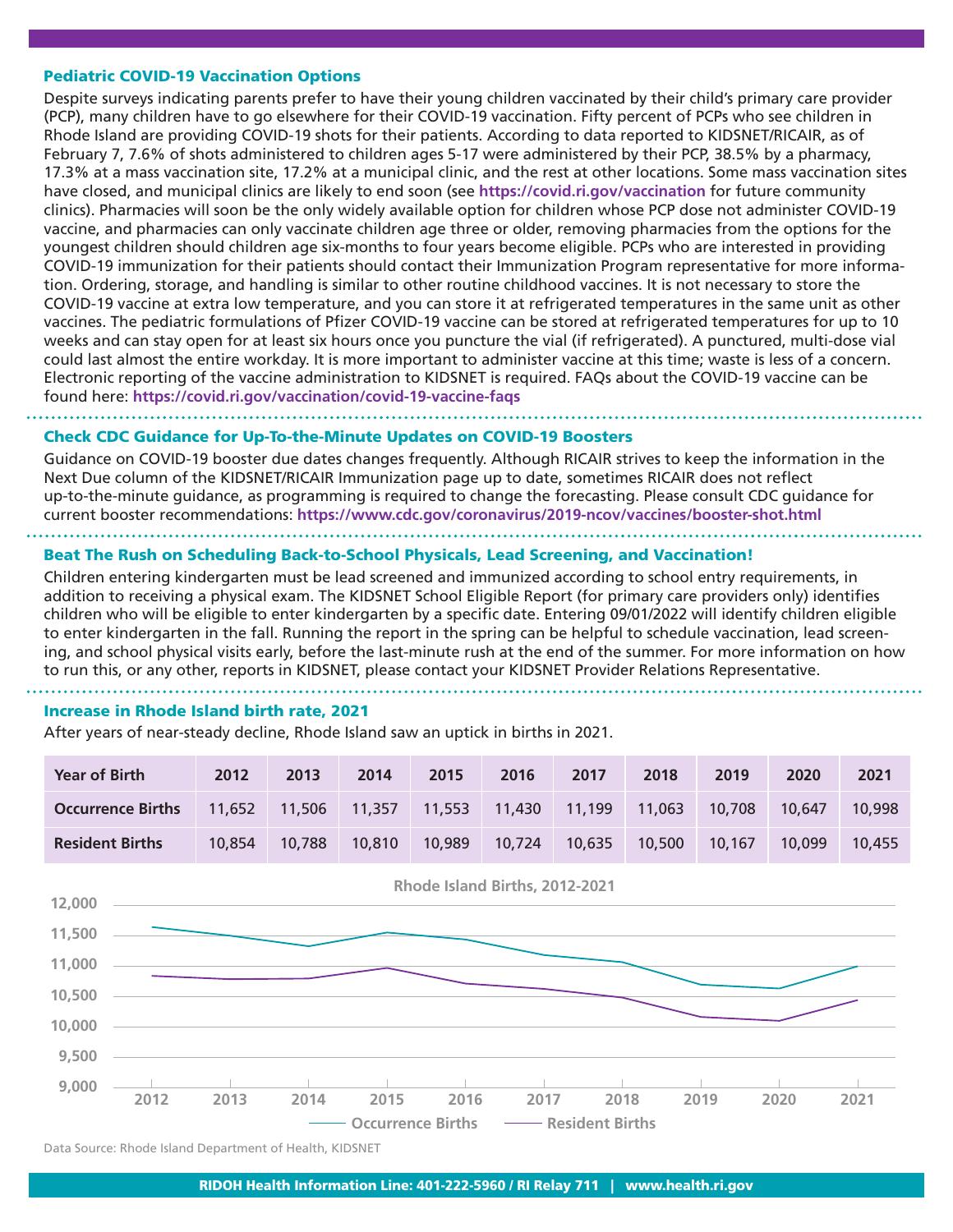## Pediatric COVID-19 Vaccination Options

Despite surveys indicating parents prefer to have their young children vaccinated by their child's primary care provider (PCP), many children have to go elsewhere for their COVID-19 vaccination. Fifty percent of PCPs who see children in Rhode Island are providing COVID-19 shots for their patients. According to data reported to KIDSNET/RICAIR, as of February 7, 7.6% of shots administered to children ages 5-17 were administered by their PCP, 38.5% by a pharmacy, 17.3% at a mass vaccination site, 17.2% at a municipal clinic, and the rest at other locations. Some mass vaccination sites have closed, and municipal clinics are likely to end soon (see **https://covid.ri.gov/vaccination** for future community clinics). Pharmacies will soon be the only widely available option for children whose PCP dose not administer COVID-19 vaccine, and pharmacies can only vaccinate children age three or older, removing pharmacies from the options for the youngest children should children age six-months to four years become eligible. PCPs who are interested in providing COVID-19 immunization for their patients should contact their Immunization Program representative for more information. Ordering, storage, and handling is similar to other routine childhood vaccines. It is not necessary to store the COVID-19 vaccine at extra low temperature, and you can store it at refrigerated temperatures in the same unit as other vaccines. The pediatric formulations of Pfizer COVID-19 vaccine can be stored at refrigerated temperatures for up to 10 weeks and can stay open for at least six hours once you puncture the vial (if refrigerated). A punctured, multi-dose vial could last almost the entire workday. It is more important to administer vaccine at this time; waste is less of a concern. Electronic reporting of the vaccine administration to KIDSNET is required. FAQs about the COVID-19 vaccine can be found here: **https://covid.ri.gov/vaccination/covid-19-vaccine-faqs**

## Check CDC Guidance for Up-To-the-Minute Updates on COVID-19 Boosters

Guidance on COVID-19 booster due dates changes frequently. Although RICAIR strives to keep the information in the Next Due column of the KIDSNET/RICAIR Immunization page up to date, sometimes RICAIR does not reflect up-to-the-minute guidance, as programming is required to change the forecasting. Please consult CDC guidance for current booster recommendations: **https://www.cdc.gov/coronavirus/2019-ncov/vaccines/booster-shot.html**

## Beat The Rush on Scheduling Back-to-School Physicals, Lead Screening, and Vaccination!

Children entering kindergarten must be lead screened and immunized according to school entry requirements, in addition to receiving a physical exam. The KIDSNET School Eligible Report (for primary care providers only) identifies children who will be eligible to enter kindergarten by a specific date. Entering 09/01/2022 will identify children eligible to enter kindergarten in the fall. Running the report in the spring can be helpful to schedule vaccination, lead screening, and school physical visits early, before the last-minute rush at the end of the summer. For more information on how to run this, or any other, reports in KIDSNET, please contact your KIDSNET Provider Relations Representative.

## Increase in Rhode Island birth rate, 2021

After years of near-steady decline, Rhode Island saw an uptick in births in 2021.

| Year of Birth | 2012 | 2013 | 2014 | 2015 | 2016 | 2017 | 2018 | 2019 | 2020 | 2021 |
|---|---|---|---|---|---|---|---|---|---|---|
| **Occurrence Births** | 11,652 | 11,506 | 11,357 | 11,553 | 11,430 | 11,199 | 11,063 | 10,708 | 10,647 | 10,998 |
| **Resident Births** | 10,854 | 10,788 | 10,810 | 10,989 | 10,724 | 10,635 | 10,500 | 10,167 | 10,099 | 10,455 |

Rhode Island Births, 2012-2021

12,000
11,500
11,000
10,500
10,000
9,500
9,000

2012 2013 2014 2015 2016 2017 2018 2019 2020 2021

Occurrence Births — Resident Births

Data Source: Rhode Island Department of Health, KIDSNET

RIDOH Health Information Line: 401-222-5960 / RI Relay 711 | www.health.ri.gov